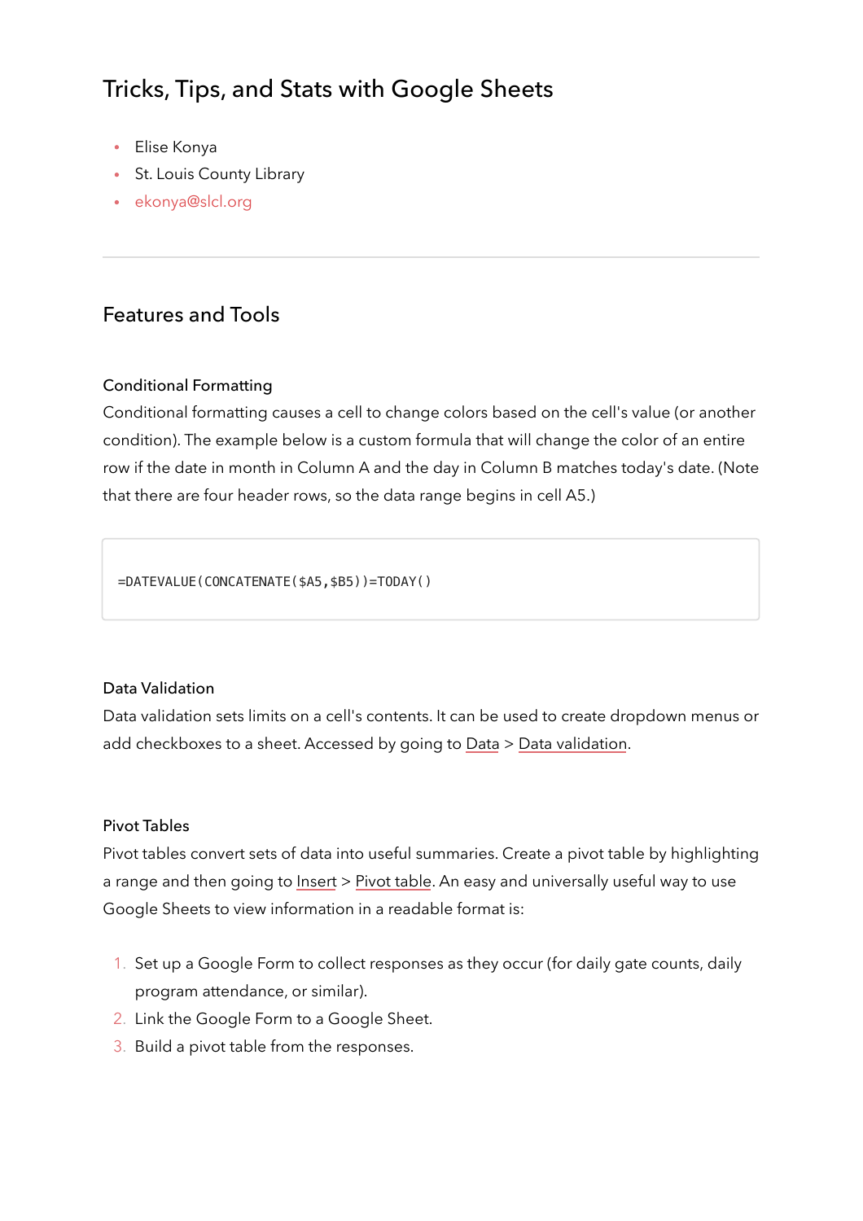# Tricks, Tips, and Stats with Google Sheets

- Elise Konya
- St. Louis County Library
- ekonya@slcl.org

---

## Features and Tools

### Conditional Formatting

Conditional formatting causes a cell to change colors based on the cell's value (or another condition). The example below is a custom formula that will change the color of an entire row if the date in month in Column A and the day in Column B matches today's date. (Note that there are four header rows, so the data range begins in cell A5.)

```
=DATEVALUE(CONCATENATE($A5,$B5))=TODAY()
```

### Data Validation

Data validation sets limits on a cell's contents. It can be used to create dropdown menus or add checkboxes to a sheet. Accessed by going to Data > Data validation.

### Pivot Tables

Pivot tables convert sets of data into useful summaries. Create a pivot table by highlighting a range and then going to Insert > Pivot table. An easy and universally useful way to use Google Sheets to view information in a readable format is:

1. Set up a Google Form to collect responses as they occur (for daily gate counts, daily program attendance, or similar).
2. Link the Google Form to a Google Sheet.
3. Build a pivot table from the responses.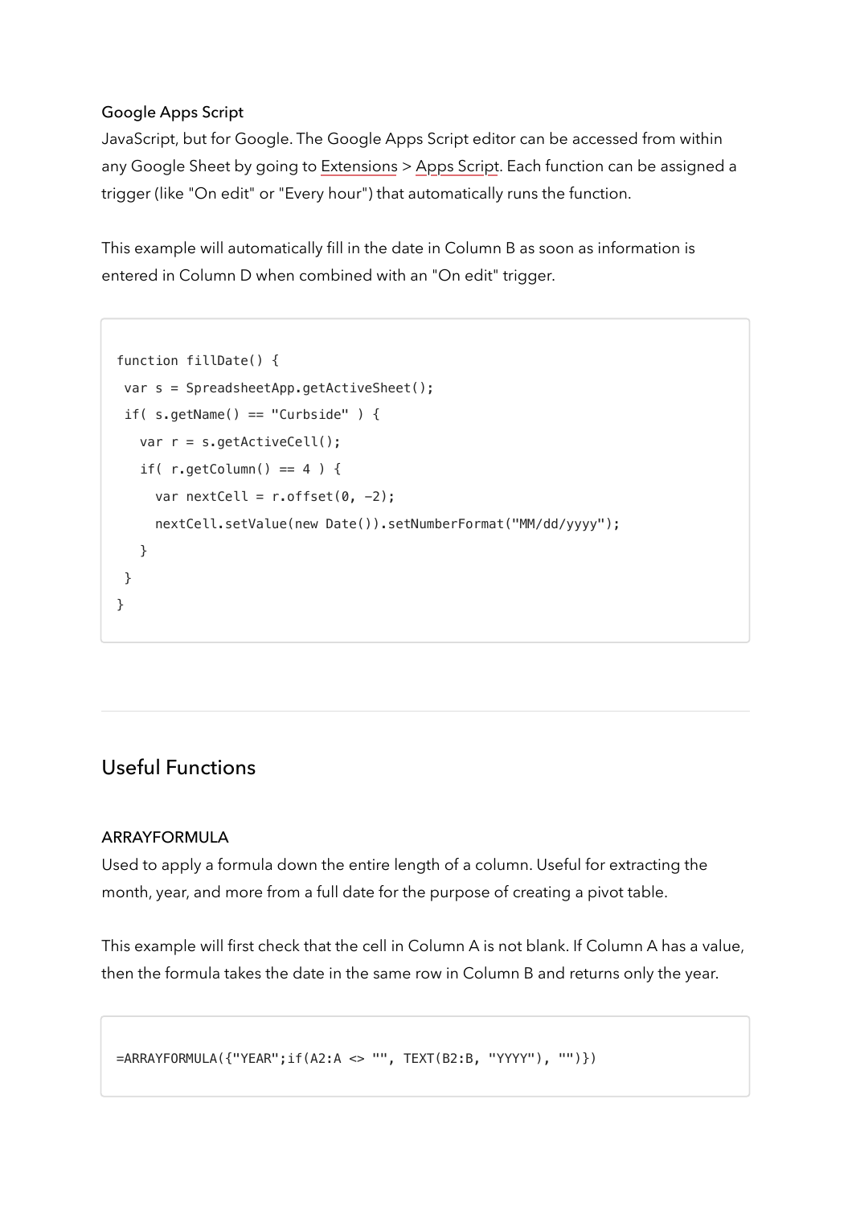### Google Apps Script

JavaScript, but for Google. The Google Apps Script editor can be accessed from within any Google Sheet by going to Extensions > Apps Script. Each function can be assigned a trigger (like "On edit" or "Every hour") that automatically runs the function.

This example will automatically fill in the date in Column B as soon as information is entered in Column D when combined with an "On edit" trigger.

```
function fillDate() {
 var s = SpreadsheetApp.getActiveSheet();
 if( s.getName() == "Curbside" ) {
   var r = s.getActiveCell();
   if( r.getColumn() == 4 ) {
     var nextCell = r.offset(0, -2);
     nextCell.setValue(new Date()).setNumberFormat("MM/dd/yyyy");
   }
 }
}
```

---

## Useful Functions

### ARRAYFORMULA

Used to apply a formula down the entire length of a column. Useful for extracting the month, year, and more from a full date for the purpose of creating a pivot table.

This example will first check that the cell in Column A is not blank. If Column A has a value, then the formula takes the date in the same row in Column B and returns only the year.

```
=ARRAYFORMULA({"YEAR";if(A2:A <> "", TEXT(B2:B, "YYYY"), "")})
```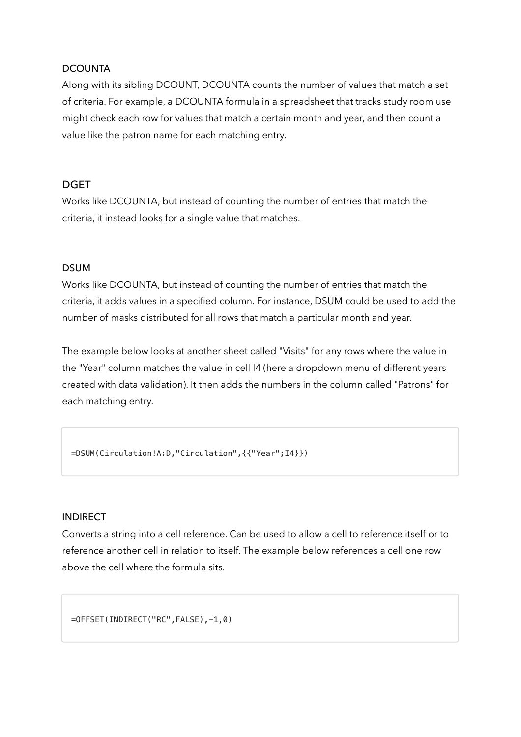### DCOUNTA

Along with its sibling DCOUNT, DCOUNTA counts the number of values that match a set of criteria. For example, a DCOUNTA formula in a spreadsheet that tracks study room use might check each row for values that match a certain month and year, and then count a value like the patron name for each matching entry.

### DGET

Works like DCOUNTA, but instead of counting the number of entries that match the criteria, it instead looks for a single value that matches.

### DSUM

Works like DCOUNTA, but instead of counting the number of entries that match the criteria, it adds values in a specified column. For instance, DSUM could be used to add the number of masks distributed for all rows that match a particular month and year.

The example below looks at another sheet called "Visits" for any rows where the value in the "Year" column matches the value in cell I4 (here a dropdown menu of different years created with data validation). It then adds the numbers in the column called "Patrons" for each matching entry.

```
=DSUM(Circulation!A:D,"Circulation",{{"Year";I4}})
```

### INDIRECT

Converts a string into a cell reference. Can be used to allow a cell to reference itself or to reference another cell in relation to itself. The example below references a cell one row above the cell where the formula sits.

```
=OFFSET(INDIRECT("RC",FALSE),-1,0)
```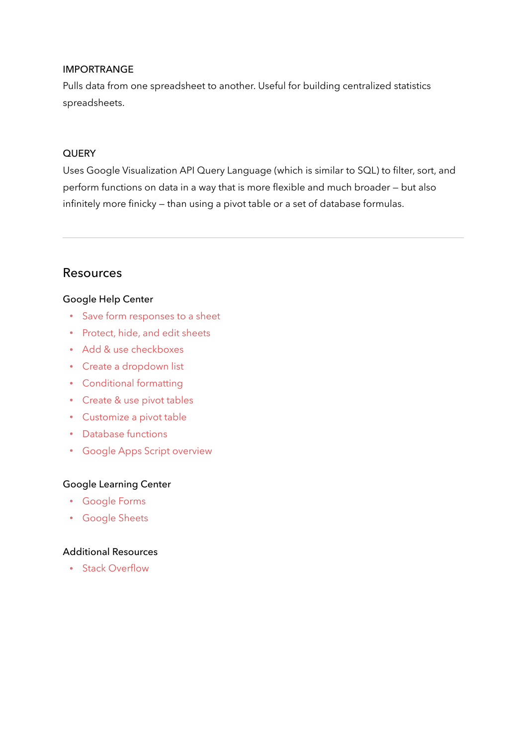IMPORTRANGE

Pulls data from one spreadsheet to another. Useful for building centralized statistics spreadsheets.

QUERY

Uses Google Visualization API Query Language (which is similar to SQL) to filter, sort, and perform functions on data in a way that is more flexible and much broader – but also infinitely more finicky – than using a pivot table or a set of database formulas.

---

## Resources

### Google Help Center

- Save form responses to a sheet
- Protect, hide, and edit sheets
- Add & use checkboxes
- Create a dropdown list
- Conditional formatting
- Create & use pivot tables
- Customize a pivot table
- Database functions
- Google Apps Script overview

### Google Learning Center

- Google Forms
- Google Sheets

### Additional Resources

- Stack Overflow